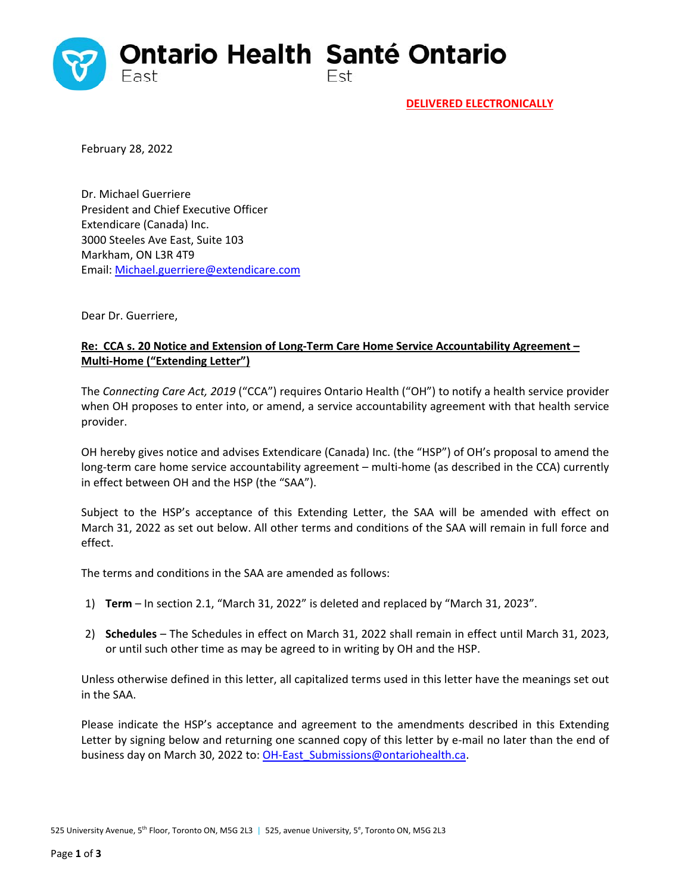Ontario Health East / Santé Ontario Est

**DELIVERED ELECTRONICALLY**

February 28, 2022

Dr. Michael Guerriere
President and Chief Executive Officer
Extendicare (Canada) Inc.
3000 Steeles Ave East, Suite 103
Markham, ON L3R 4T9
Email: Michael.guerriere@extendicare.com

Dear Dr. Guerriere,

**Re: CCA s. 20 Notice and Extension of Long-Term Care Home Service Accountability Agreement – Multi-Home ("Extending Letter")**

The *Connecting Care Act, 2019* ("CCA") requires Ontario Health ("OH") to notify a health service provider when OH proposes to enter into, or amend, a service accountability agreement with that health service provider.

OH hereby gives notice and advises Extendicare (Canada) Inc. (the "HSP") of OH's proposal to amend the long-term care home service accountability agreement – multi-home (as described in the CCA) currently in effect between OH and the HSP (the "SAA").

Subject to the HSP's acceptance of this Extending Letter, the SAA will be amended with effect on March 31, 2022 as set out below. All other terms and conditions of the SAA will remain in full force and effect.

The terms and conditions in the SAA are amended as follows:

1) **Term** – In section 2.1, "March 31, 2022" is deleted and replaced by "March 31, 2023".

2) **Schedules** – The Schedules in effect on March 31, 2022 shall remain in effect until March 31, 2023, or until such other time as may be agreed to in writing by OH and the HSP.

Unless otherwise defined in this letter, all capitalized terms used in this letter have the meanings set out in the SAA.

Please indicate the HSP's acceptance and agreement to the amendments described in this Extending Letter by signing below and returning one scanned copy of this letter by e-mail no later than the end of business day on March 30, 2022 to: OH-East_Submissions@ontariohealth.ca.

525 University Avenue, 5th Floor, Toronto ON, M5G 2L3 | 525, avenue University, 5e, Toronto ON, M5G 2L3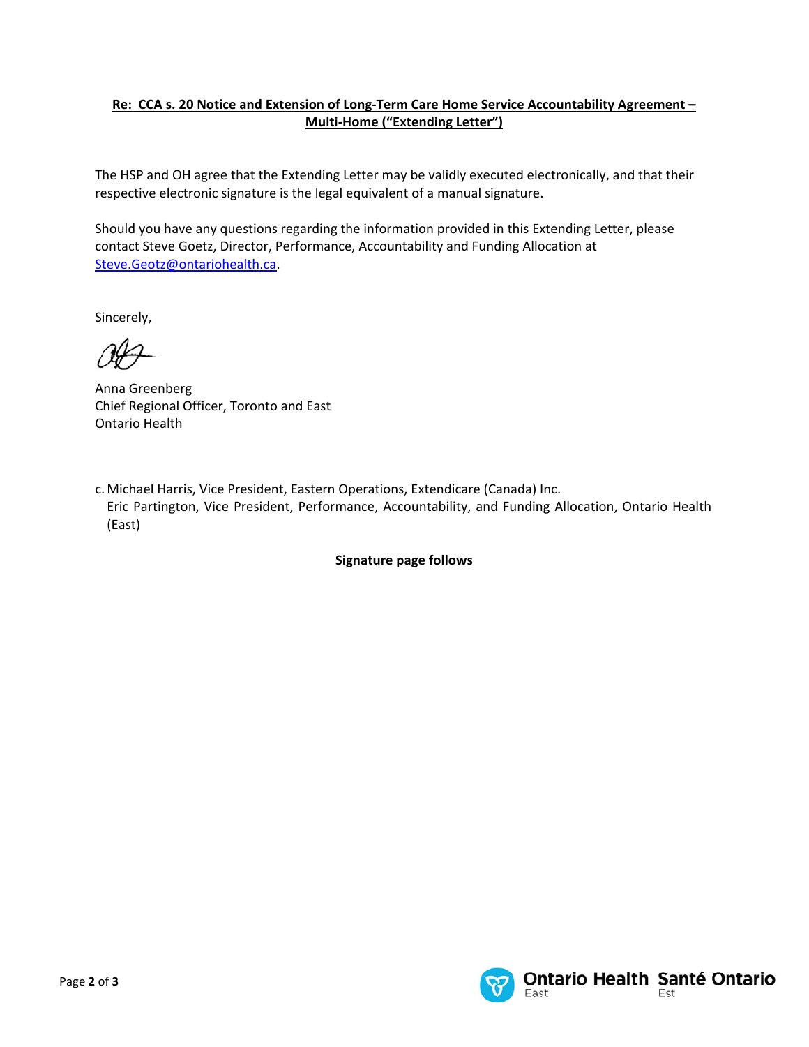**Re: CCA s. 20 Notice and Extension of Long-Term Care Home Service Accountability Agreement – Multi-Home ("Extending Letter")**

The HSP and OH agree that the Extending Letter may be validly executed electronically, and that their respective electronic signature is the legal equivalent of a manual signature.

Should you have any questions regarding the information provided in this Extending Letter, please contact Steve Goetz, Director, Performance, Accountability and Funding Allocation at [Steve.Geotz@ontariohealth.ca](mailto:Steve.Geotz@ontariohealth.ca).

Sincerely,

Anna Greenberg
Chief Regional Officer, Toronto and East
Ontario Health

c. Michael Harris, Vice President, Eastern Operations, Extendicare (Canada) Inc.
Eric Partington, Vice President, Performance, Accountability, and Funding Allocation, Ontario Health (East)

**Signature page follows**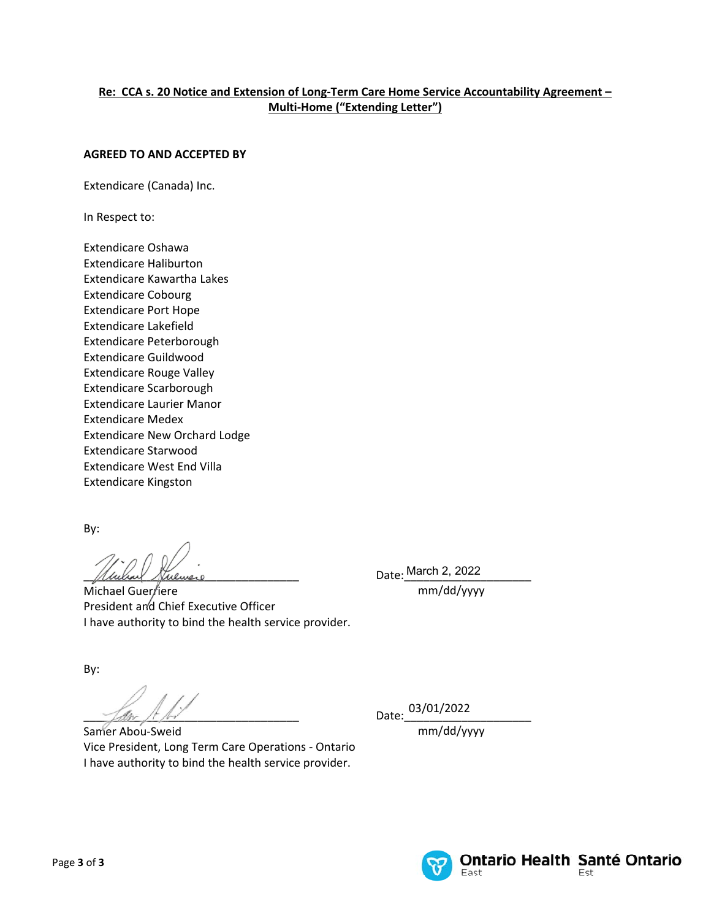**Re: CCA s. 20 Notice and Extension of Long-Term Care Home Service Accountability Agreement – Multi-Home (“Extending Letter”)**

**AGREED TO AND ACCEPTED BY**

Extendicare (Canada) Inc.

In Respect to:

Extendicare Oshawa
Extendicare Haliburton
Extendicare Kawartha Lakes
Extendicare Cobourg
Extendicare Port Hope
Extendicare Lakefield
Extendicare Peterborough
Extendicare Guildwood
Extendicare Rouge Valley
Extendicare Scarborough
Extendicare Laurier Manor
Extendicare Medex
Extendicare New Orchard Lodge
Extendicare Starwood
Extendicare West End Villa
Extendicare Kingston

By:

\_\_\_\_\_\_\_\_\_\_\_\_\_\_\_\_\_\_\_\_\_\_\_\_\_\_\_\_\_\_\_\_ Date: March 2, 2022
mm/dd/yyyy

Michael Guerriere
President and Chief Executive Officer
I have authority to bind the health service provider.

By:

\_\_\_\_\_\_\_\_\_\_\_\_\_\_\_\_\_\_\_\_\_\_\_\_\_\_\_\_\_\_\_\_ Date: 03/01/2022
mm/dd/yyyy

Samer Abou-Sweid
Vice President, Long Term Care Operations - Ontario
I have authority to bind the health service provider.

Ontario Health East Santé Ontario Est